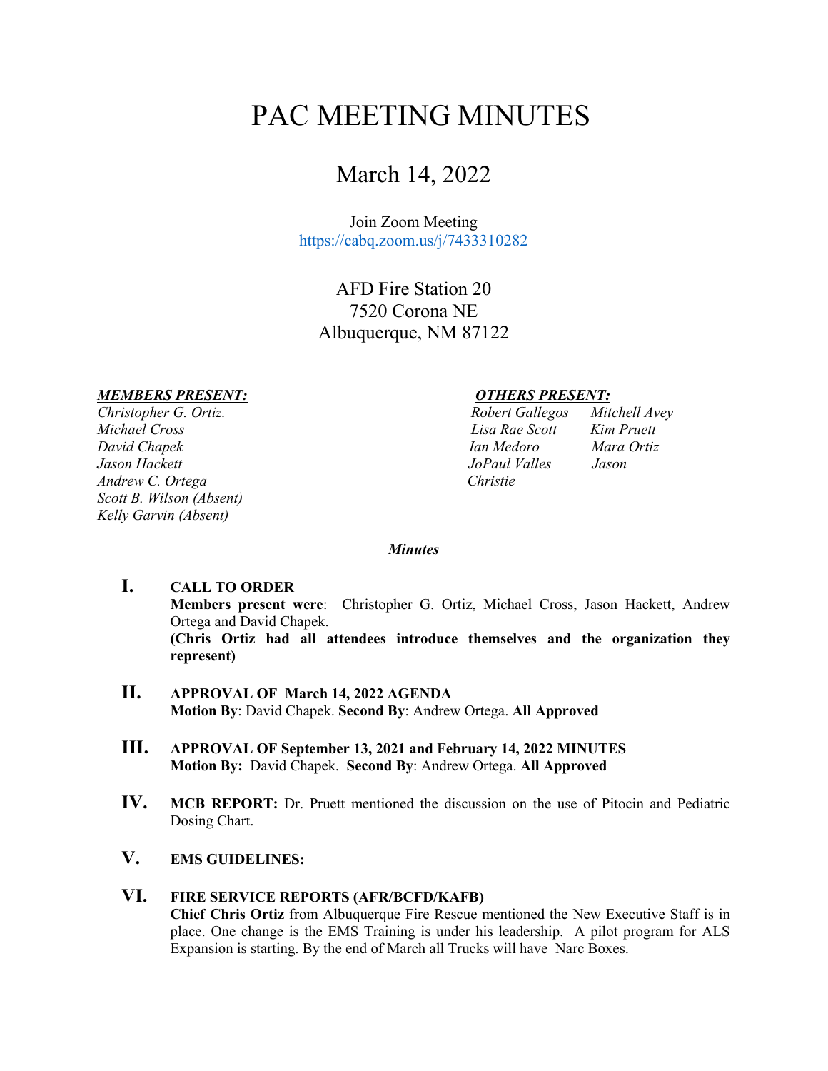# PAC MEETING MINUTES

## March 14, 2022

Join Zoom Meeting
https://cabq.zoom.us/j/7433310282

AFD Fire Station 20
7520 Corona NE
Albuquerque, NM 87122

***MEMBERS PRESENT:***

*Christopher G. Ortiz.*
*Michael Cross*
*David Chapek*
*Jason Hackett*
*Andrew C. Ortega*
*Scott B. Wilson (Absent)*
*Kelly Garvin (Absent)*

***OTHERS PRESENT:***

*Robert Gallegos*
*Mitchell Avey*
*Lisa Rae Scott*
*Kim Pruett*
*Ian Medoro*
*Mara Ortiz*
*JoPaul Valles*
*Jason*
*Christie*

***Minutes***

**I. CALL TO ORDER**
**Members present were**: Christopher G. Ortiz, Michael Cross, Jason Hackett, Andrew Ortega and David Chapek.
**(Chris Ortiz had all attendees introduce themselves and the organization they represent)**

**II. APPROVAL OF March 14, 2022 AGENDA**
**Motion By**: David Chapek. **Second By**: Andrew Ortega. **All Approved**

**III. APPROVAL OF September 13, 2021 and February 14, 2022 MINUTES**
**Motion By:** David Chapek. **Second By**: Andrew Ortega. **All Approved**

**IV. MCB REPORT:** Dr. Pruett mentioned the discussion on the use of Pitocin and Pediatric Dosing Chart.

**V. EMS GUIDELINES:**

**VI. FIRE SERVICE REPORTS (AFR/BCFD/KAFB)**
**Chief Chris Ortiz** from Albuquerque Fire Rescue mentioned the New Executive Staff is in place. One change is the EMS Training is under his leadership. A pilot program for ALS Expansion is starting. By the end of March all Trucks will have Narc Boxes.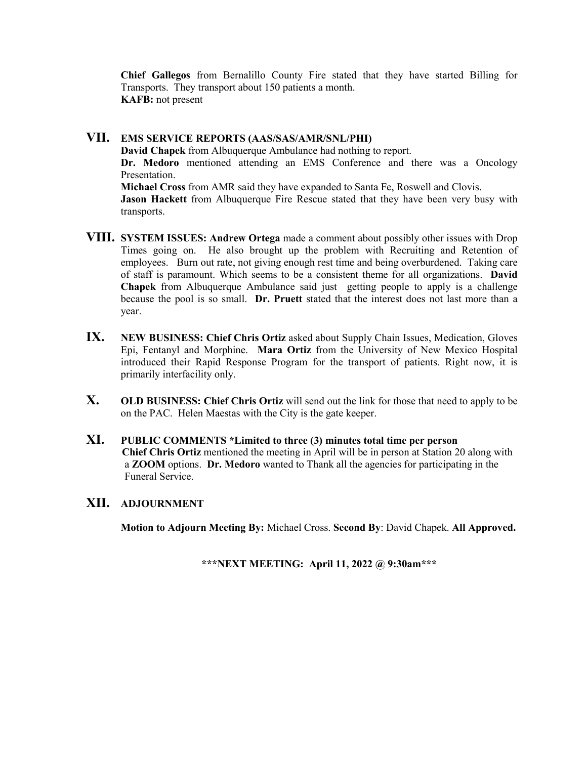**Chief Gallegos** from Bernalillo County Fire stated that they have started Billing for Transports. They transport about 150 patients a month.
**KAFB:** not present

## VII. EMS SERVICE REPORTS (AAS/SAS/AMR/SNL/PHI)

**David Chapek** from Albuquerque Ambulance had nothing to report.
**Dr. Medoro** mentioned attending an EMS Conference and there was a Oncology Presentation.
**Michael Cross** from AMR said they have expanded to Santa Fe, Roswell and Clovis.
**Jason Hackett** from Albuquerque Fire Rescue stated that they have been very busy with transports.

## VIII. SYSTEM ISSUES: 

**Andrew Ortega** made a comment about possibly other issues with Drop Times going on. He also brought up the problem with Recruiting and Retention of employees. Burn out rate, not giving enough rest time and being overburdened. Taking care of staff is paramount. Which seems to be a consistent theme for all organizations. **David Chapek** from Albuquerque Ambulance said just getting people to apply is a challenge because the pool is so small. **Dr. Pruett** stated that the interest does not last more than a year.

## IX. NEW BUSINESS: 

**Chief Chris Ortiz** asked about Supply Chain Issues, Medication, Gloves Epi, Fentanyl and Morphine. **Mara Ortiz** from the University of New Mexico Hospital introduced their Rapid Response Program for the transport of patients. Right now, it is primarily interfacility only.

## X. OLD BUSINESS: 

**Chief Chris Ortiz** will send out the link for those that need to apply to be on the PAC. Helen Maestas with the City is the gate keeper.

## XI. PUBLIC COMMENTS *Limited to three (3) minutes total time per person

**Chief Chris Ortiz** mentioned the meeting in April will be in person at Station 20 along with a **ZOOM** options. **Dr. Medoro** wanted to Thank all the agencies for participating in the Funeral Service.

## XII. ADJOURNMENT

**Motion to Adjourn Meeting By:** Michael Cross. **Second By**: David Chapek. **All Approved.**

**\*\*\*NEXT MEETING: April 11, 2022 @ 9:30am\*\*\***